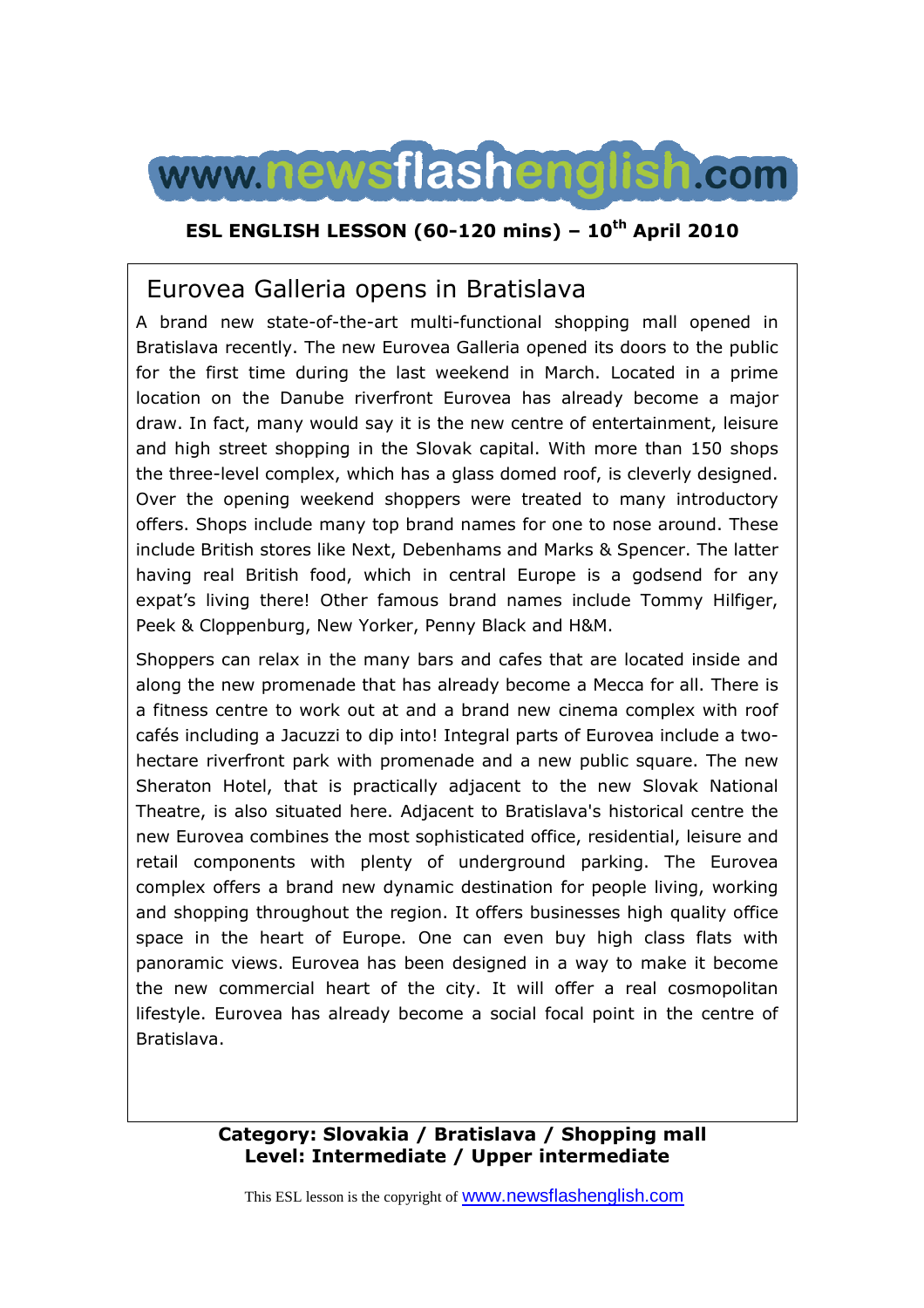# www.newsflashenglish.com

**ESL ENGLISH LESSON (60-120 mins) – 10th April 2010**

## Eurovea Galleria opens in Bratislava

A brand new state-of-the-art multi-functional shopping mall opened in Bratislava recently. The new Eurovea Galleria opened its doors to the public for the first time during the last weekend in March. Located in a prime location on the Danube riverfront Eurovea has already become a major draw. In fact, many would say it is the new centre of entertainment, leisure and high street shopping in the Slovak capital. With more than 150 shops the three-level complex, which has a glass domed roof, is cleverly designed. Over the opening weekend shoppers were treated to many introductory offers. Shops include many top brand names for one to nose around. These include British stores like Next, Debenhams and Marks & Spencer. The latter having real British food, which in central Europe is a godsend for any expat's living there! Other famous brand names include Tommy Hilfiger, Peek & Cloppenburg, New Yorker, Penny Black and H&M.

Shoppers can relax in the many bars and cafes that are located inside and along the new promenade that has already become a Mecca for all. There is a fitness centre to work out at and a brand new cinema complex with roof cafés including a Jacuzzi to dip into! Integral parts of Eurovea include a two-hectare riverfront park with promenade and a new public square. The new Sheraton Hotel, that is practically adjacent to the new Slovak National Theatre, is also situated here. Adjacent to Bratislava's historical centre the new Eurovea combines the most sophisticated office, residential, leisure and retail components with plenty of underground parking. The Eurovea complex offers a brand new dynamic destination for people living, working and shopping throughout the region. It offers businesses high quality office space in the heart of Europe. One can even buy high class flats with panoramic views. Eurovea has been designed in a way to make it become the new commercial heart of the city. It will offer a real cosmopolitan lifestyle. Eurovea has already become a social focal point in the centre of Bratislava.

**Category: Slovakia / Bratislava / Shopping mall**
**Level: Intermediate / Upper intermediate**

This ESL lesson is the copyright of www.newsflashenglish.com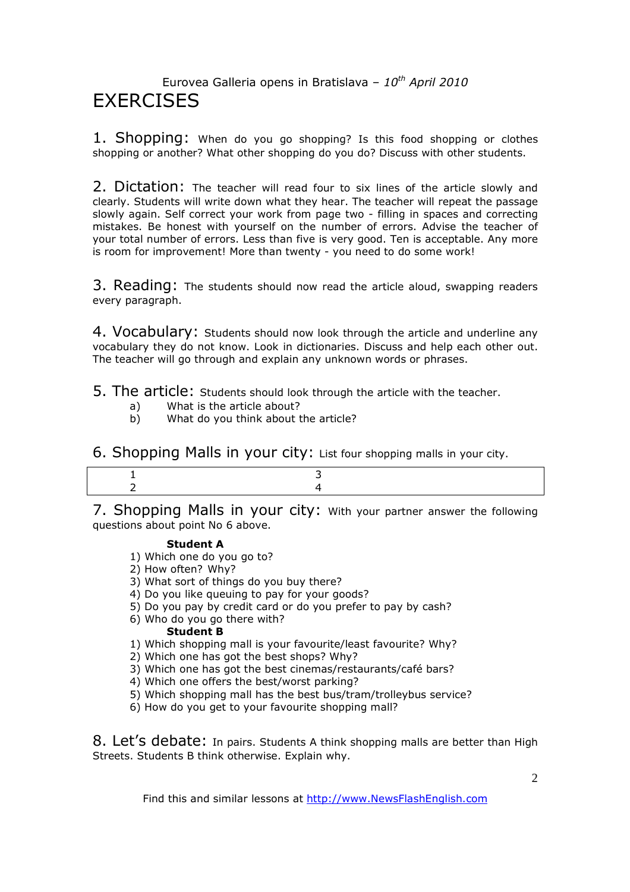Eurovea Galleria opens in Bratislava – *10th April 2010*

# EXERCISES

**1. Shopping:** When do you go shopping? Is this food shopping or clothes shopping or another? What other shopping do you do? Discuss with other students.

**2. Dictation:** The teacher will read four to six lines of the article slowly and clearly. Students will write down what they hear. The teacher will repeat the passage slowly again. Self correct your work from page two - filling in spaces and correcting mistakes. Be honest with yourself on the number of errors. Advise the teacher of your total number of errors. Less than five is very good. Ten is acceptable. Any more is room for improvement! More than twenty - you need to do some work!

**3. Reading:** The students should now read the article aloud, swapping readers every paragraph.

**4. Vocabulary:** Students should now look through the article and underline any vocabulary they do not know. Look in dictionaries. Discuss and help each other out. The teacher will go through and explain any unknown words or phrases.

**5. The article:** Students should look through the article with the teacher.

a) What is the article about?
b) What do you think about the article?

**6. Shopping Malls in your city:** List four shopping malls in your city.

| | |
|---|---|
| 1 | 3 |
| 2 | 4 |

**7. Shopping Malls in your city:** With your partner answer the following questions about point No 6 above.

**Student A**

1) Which one do you go to?
2) How often? Why?
3) What sort of things do you buy there?
4) Do you like queuing to pay for your goods?
5) Do you pay by credit card or do you prefer to pay by cash?
6) Who do you go there with?

**Student B**

1) Which shopping mall is your favourite/least favourite? Why?
2) Which one has got the best shops? Why?
3) Which one has got the best cinemas/restaurants/café bars?
4) Which one offers the best/worst parking?
5) Which shopping mall has the best bus/tram/trolleybus service?
6) How do you get to your favourite shopping mall?

**8. Let's debate:** In pairs. Students A think shopping malls are better than High Streets. Students B think otherwise. Explain why.

Find this and similar lessons at http://www.NewsFlashEnglish.com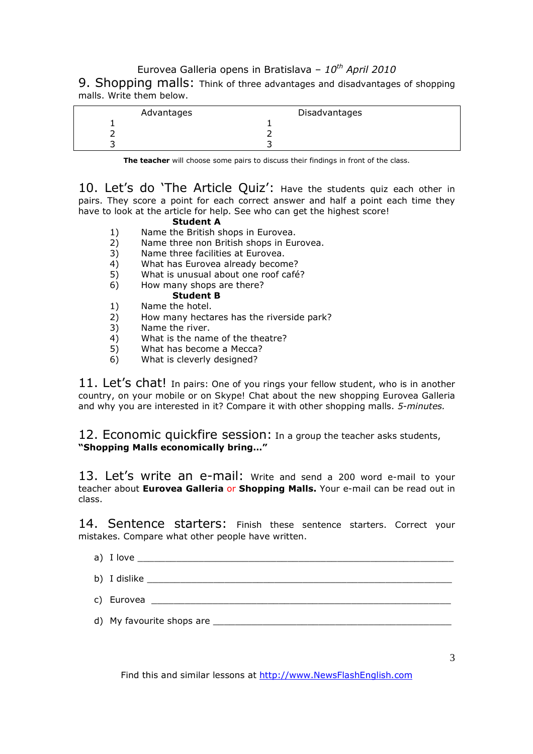## 9. Shopping malls: Think of three advantages and disadvantages of shopping malls. Write them below.

| Advantages | Disadvantages |
|---|---|
| 1 | 1 |
| 2 | 2 |
| 3 | 3 |

**The teacher** will choose some pairs to discuss their findings in front of the class.

## 10. Let's do 'The Article Quiz': Have the students quiz each other in pairs. They score a point for each correct answer and half a point each time they have to look at the article for help. See who can get the highest score!

**Student A**

1) Name the British shops in Eurovea.
2) Name three non British shops in Eurovea.
3) Name three facilities at Eurovea.
4) What has Eurovea already become?
5) What is unusual about one roof café?
6) How many shops are there?

**Student B**

1) Name the hotel.
2) How many hectares has the riverside park?
3) Name the river.
4) What is the name of the theatre?
5) What has become a Mecca?
6) What is cleverly designed?

## 11. Let's chat! In pairs: One of you rings your fellow student, who is in another country, on your mobile or on Skype! Chat about the new shopping Eurovea Galleria and why you are interested in it? Compare it with other shopping malls. *5-minutes.*

## 12. Economic quickfire session: In a group the teacher asks students, **"Shopping Malls economically bring…"**

## 13. Let's write an e-mail: Write and send a 200 word e-mail to your teacher about **Eurovea Galleria** or **Shopping Malls.** Your e-mail can be read out in class.

## 14. Sentence starters: Finish these sentence starters. Correct your mistakes. Compare what other people have written.

a) I love ____________________________________________________________

b) I dislike __________________________________________________________

c) Eurovea ___________________________________________________________

d) My favourite shops are ______________________________________________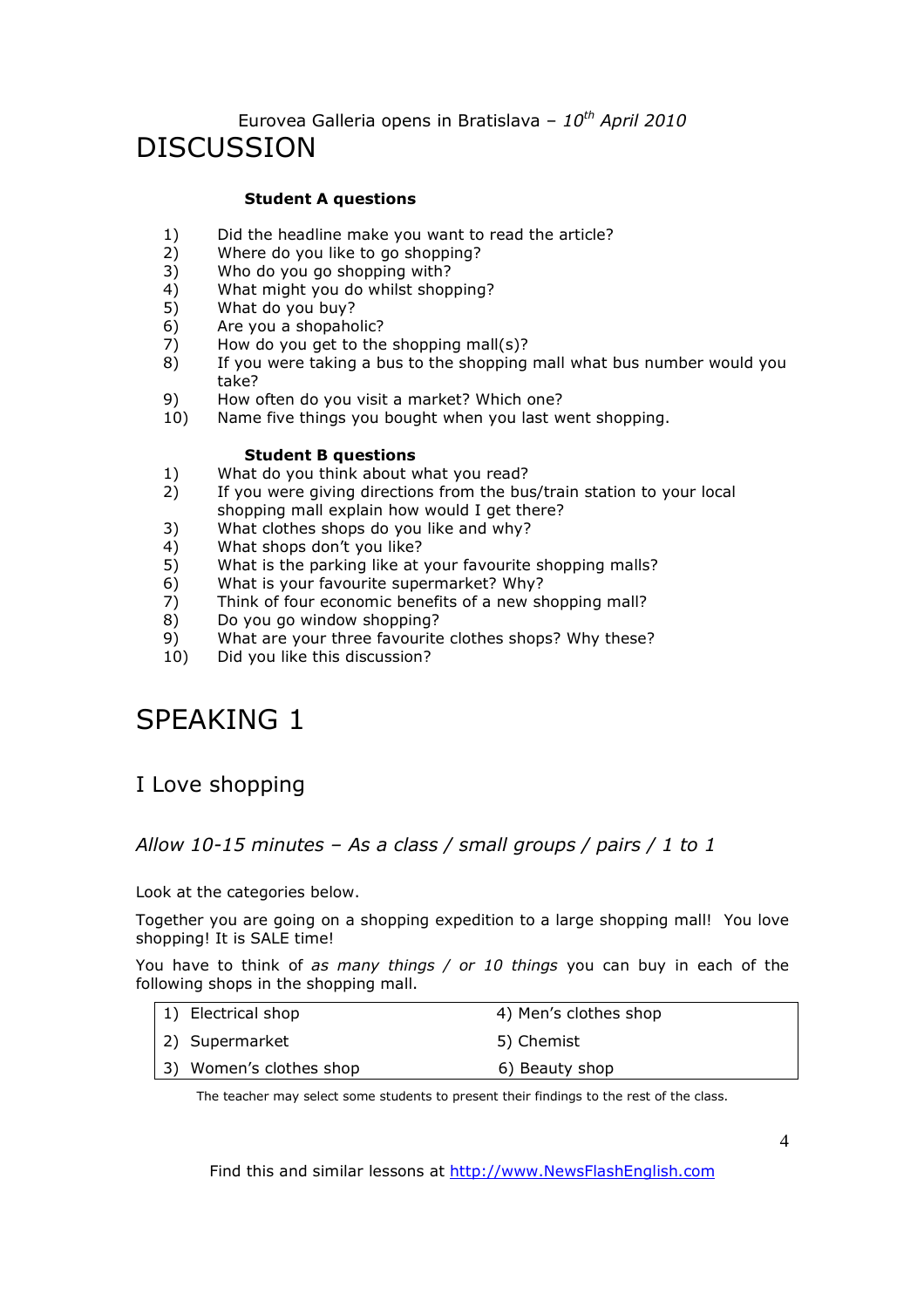# DISCUSSION

**Student A questions**

1) Did the headline make you want to read the article?
2) Where do you like to go shopping?
3) Who do you go shopping with?
4) What might you do whilst shopping?
5) What do you buy?
6) Are you a shopaholic?
7) How do you get to the shopping mall(s)?
8) If you were taking a bus to the shopping mall what bus number would you take?
9) How often do you visit a market? Which one?
10) Name five things you bought when you last went shopping.

**Student B questions**

1) What do you think about what you read?
2) If you were giving directions from the bus/train station to your local shopping mall explain how would I get there?
3) What clothes shops do you like and why?
4) What shops don't you like?
5) What is the parking like at your favourite shopping malls?
6) What is your favourite supermarket? Why?
7) Think of four economic benefits of a new shopping mall?
8) Do you go window shopping?
9) What are your three favourite clothes shops? Why these?
10) Did you like this discussion?

# SPEAKING 1

## I Love shopping

*Allow 10-15 minutes – As a class / small groups / pairs / 1 to 1*

Look at the categories below.

Together you are going on a shopping expedition to a large shopping mall! You love shopping! It is SALE time!

You have to think of *as many things / or 10 things* you can buy in each of the following shops in the shopping mall.

| | |
|---|---|
| 1) Electrical shop | 4) Men's clothes shop |
| 2) Supermarket | 5) Chemist |
| 3) Women's clothes shop | 6) Beauty shop |

The teacher may select some students to present their findings to the rest of the class.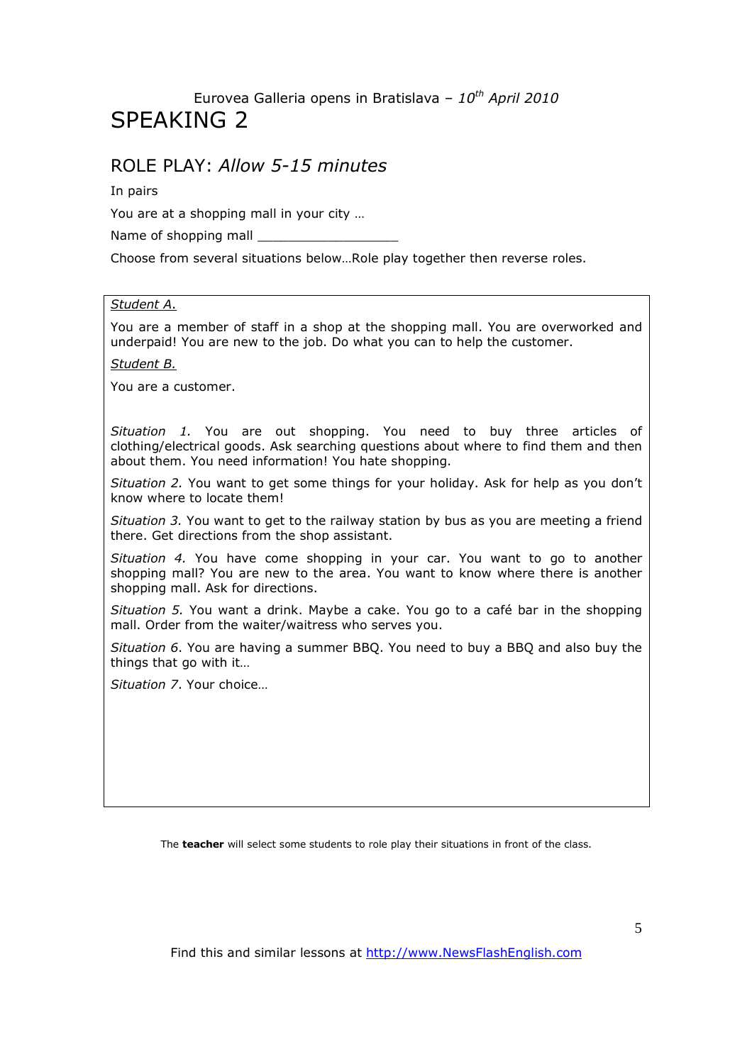# SPEAKING 2

## ROLE PLAY: *Allow 5-15 minutes*

In pairs

You are at a shopping mall in your city …

Name of shopping mall __________________

Choose from several situations below…Role play together then reverse roles.

*Student A.*

You are a member of staff in a shop at the shopping mall. You are overworked and underpaid! You are new to the job. Do what you can to help the customer.

*Student B.*

You are a customer.

*Situation 1.* You are out shopping. You need to buy three articles of clothing/electrical goods. Ask searching questions about where to find them and then about them. You need information! You hate shopping.

*Situation 2.* You want to get some things for your holiday. Ask for help as you don't know where to locate them!

*Situation 3.* You want to get to the railway station by bus as you are meeting a friend there. Get directions from the shop assistant.

*Situation 4.* You have come shopping in your car. You want to go to another shopping mall? You are new to the area. You want to know where there is another shopping mall. Ask for directions.

*Situation 5.* You want a drink. Maybe a cake. You go to a café bar in the shopping mall. Order from the waiter/waitress who serves you.

*Situation 6*. You are having a summer BBQ. You need to buy a BBQ and also buy the things that go with it…

*Situation 7*. Your choice…

The **teacher** will select some students to role play their situations in front of the class.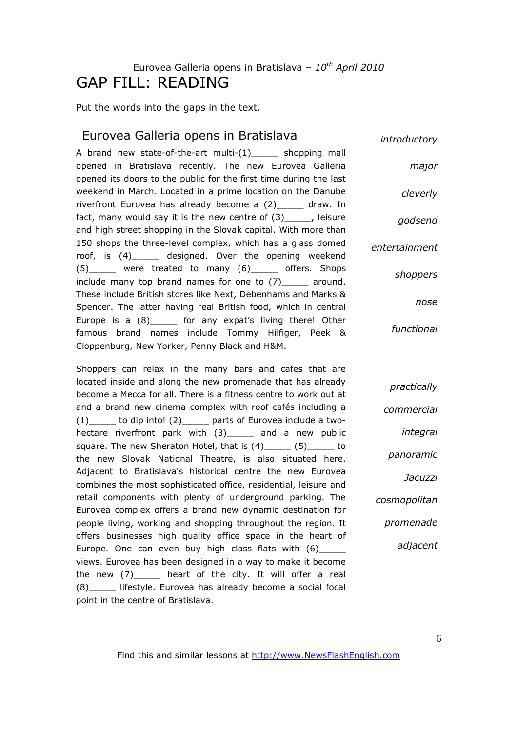Eurovea Galleria opens in Bratislava – *10th April 2010*

# GAP FILL: READING

Put the words into the gaps in the text.

## Eurovea Galleria opens in Bratislava

A brand new state-of-the-art multi-(1)_____ shopping mall opened in Bratislava recently. The new Eurovea Galleria opened its doors to the public for the first time during the last weekend in March. Located in a prime location on the Danube riverfront Eurovea has already become a (2)_____ draw. In fact, many would say it is the new centre of (3)_____, leisure and high street shopping in the Slovak capital. With more than 150 shops the three-level complex, which has a glass domed roof, is (4)_____ designed. Over the opening weekend (5)_____ were treated to many (6)_____ offers. Shops include many top brand names for one to (7)_____ around. These include British stores like Next, Debenhams and Marks & Spencer. The latter having real British food, which in central Europe is a (8)_____ for any expat's living there! Other famous brand names include Tommy Hilfiger, Peek & Cloppenburg, New Yorker, Penny Black and H&M.

*introductory*

*major*

*cleverly*

*godsend*

*entertainment*

*shoppers*

*nose*

*functional*

Shoppers can relax in the many bars and cafes that are located inside and along the new promenade that has already become a Mecca for all. There is a fitness centre to work out at and a brand new cinema complex with roof cafés including a (1)_____ to dip into! (2)_____ parts of Eurovea include a two-hectare riverfront park with (3)_____ and a new public square. The new Sheraton Hotel, that is (4)_____ (5)_____ to the new Slovak National Theatre, is also situated here. Adjacent to Bratislava's historical centre the new Eurovea combines the most sophisticated office, residential, leisure and retail components with plenty of underground parking. The Eurovea complex offers a brand new dynamic destination for people living, working and shopping throughout the region. It offers businesses high quality office space in the heart of Europe. One can even buy high class flats with (6)_____ views. Eurovea has been designed in a way to make it become the new (7)_____ heart of the city. It will offer a real (8)_____ lifestyle. Eurovea has already become a social focal point in the centre of Bratislava.

*practically*

*commercial*

*integral*

*panoramic*

*Jacuzzi*

*cosmopolitan*

*promenade*

*adjacent*

Find this and similar lessons at http://www.NewsFlashEnglish.com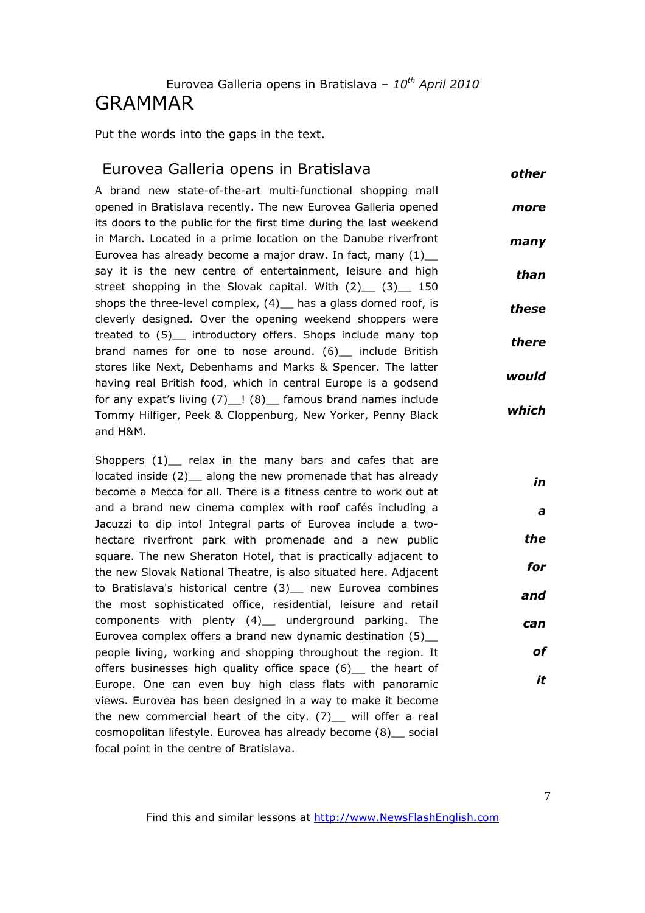Eurovea Galleria opens in Bratislava – *10th April 2010*

# GRAMMAR

Put the words into the gaps in the text.

## Eurovea Galleria opens in Bratislava

A brand new state-of-the-art multi-functional shopping mall opened in Bratislava recently. The new Eurovea Galleria opened its doors to the public for the first time during the last weekend in March. Located in a prime location on the Danube riverfront Eurovea has already become a major draw. In fact, many (1)__ say it is the new centre of entertainment, leisure and high street shopping in the Slovak capital. With (2)__ (3)__ 150 shops the three-level complex, (4)__ has a glass domed roof, is cleverly designed. Over the opening weekend shoppers were treated to (5)__ introductory offers. Shops include many top brand names for one to nose around. (6)__ include British stores like Next, Debenhams and Marks & Spencer. The latter having real British food, which in central Europe is a godsend for any expat's living (7)__! (8)__ famous brand names include Tommy Hilfiger, Peek & Cloppenburg, New Yorker, Penny Black and H&M.

***other***
***more***
***many***
***than***
***these***
***there***
***would***
***which***

Shoppers (1)__ relax in the many bars and cafes that are located inside (2)__ along the new promenade that has already become a Mecca for all. There is a fitness centre to work out at and a brand new cinema complex with roof cafés including a Jacuzzi to dip into! Integral parts of Eurovea include a two-hectare riverfront park with promenade and a new public square. The new Sheraton Hotel, that is practically adjacent to the new Slovak National Theatre, is also situated here. Adjacent to Bratislava's historical centre (3)__ new Eurovea combines the most sophisticated office, residential, leisure and retail components with plenty (4)__ underground parking. The Eurovea complex offers a brand new dynamic destination (5)__ people living, working and shopping throughout the region. It offers businesses high quality office space (6)__ the heart of Europe. One can even buy high class flats with panoramic views. Eurovea has been designed in a way to make it become the new commercial heart of the city. (7)__ will offer a real cosmopolitan lifestyle. Eurovea has already become (8)__ social focal point in the centre of Bratislava.

***in***
***a***
***the***
***for***
***and***
***can***
***of***
***it***

Find this and similar lessons at http://www.NewsFlashEnglish.com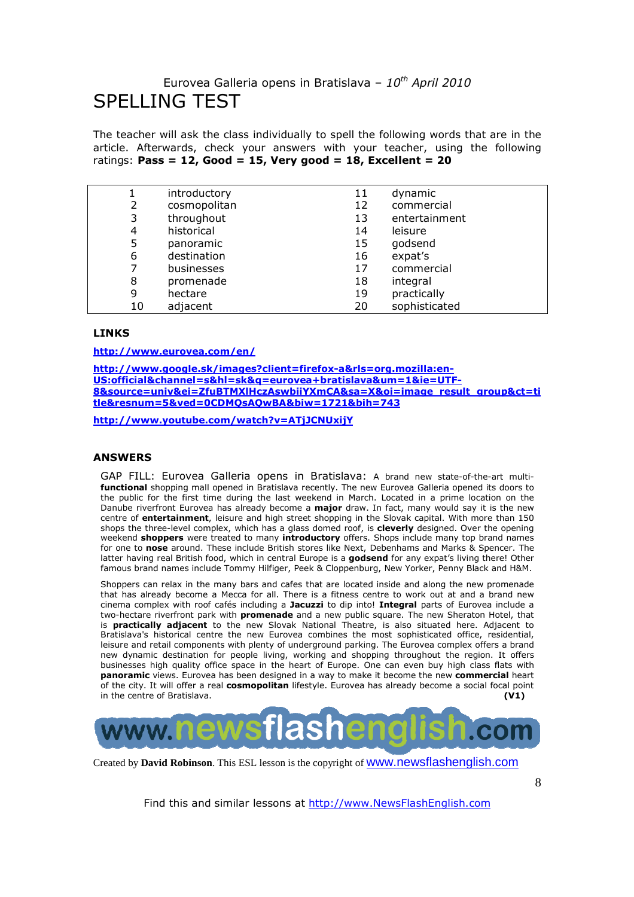Eurovea Galleria opens in Bratislava – *10th April 2010*

# SPELLING TEST

The teacher will ask the class individually to spell the following words that are in the article. Afterwards, check your answers with your teacher, using the following ratings: **Pass = 12, Good = 15, Very good = 18, Excellent = 20**

| | | | |
|---|---|---|---|
| 1 | introductory | 11 | dynamic |
| 2 | cosmopolitan | 12 | commercial |
| 3 | throughout | 13 | entertainment |
| 4 | historical | 14 | leisure |
| 5 | panoramic | 15 | godsend |
| 6 | destination | 16 | expat's |
| 7 | businesses | 17 | commercial |
| 8 | promenade | 18 | integral |
| 9 | hectare | 19 | practically |
| 10 | adjacent | 20 | sophisticated |

## LINKS

**http://www.eurovea.com/en/**

**http://www.google.sk/images?client=firefox-a&rls=org.mozilla:en-US:official&channel=s&hl=sk&q=eurovea+bratislava&um=1&ie=UTF-8&source=univ&ei=ZfuBTMXlHczAswbiiYXmCA&sa=X&oi=image_result_group&ct=title&resnum=5&ved=0CDMQsAQwBA&biw=1721&bih=743**

**http://www.youtube.com/watch?v=ATjJCNUxijY**

## ANSWERS

GAP FILL: Eurovea Galleria opens in Bratislava: A brand new state-of-the-art multi-**functional** shopping mall opened in Bratislava recently. The new Eurovea Galleria opened its doors to the public for the first time during the last weekend in March. Located in a prime location on the Danube riverfront Eurovea has already become a **major** draw. In fact, many would say it is the new centre of **entertainment**, leisure and high street shopping in the Slovak capital. With more than 150 shops the three-level complex, which has a glass domed roof, is **cleverly** designed. Over the opening weekend **shoppers** were treated to many **introductory** offers. Shops include many top brand names for one to **nose** around. These include British stores like Next, Debenhams and Marks & Spencer. The latter having real British food, which in central Europe is a **godsend** for any expat's living there! Other famous brand names include Tommy Hilfiger, Peek & Cloppenburg, New Yorker, Penny Black and H&M.

Shoppers can relax in the many bars and cafes that are located inside and along the new promenade that has already become a Mecca for all. There is a fitness centre to work out at and a brand new cinema complex with roof cafés including a **Jacuzzi** to dip into! **Integral** parts of Eurovea include a two-hectare riverfront park with **promenade** and a new public square. The new Sheraton Hotel, that is **practically adjacent** to the new Slovak National Theatre, is also situated here. Adjacent to Bratislava's historical centre the new Eurovea combines the most sophisticated office, residential, leisure and retail components with plenty of underground parking. The Eurovea complex offers a brand new dynamic destination for people living, working and shopping throughout the region. It offers businesses high quality office space in the heart of Europe. One can even buy high class flats with **panoramic** views. Eurovea has been designed in a way to make it become the new **commercial** heart of the city. It will offer a real **cosmopolitan** lifestyle. Eurovea has already become a social focal point in the centre of Bratislava. **(V1)**

www.newsflashenglish.com

Created by **David Robinson**. This ESL lesson is the copyright of www.newsflashenglish.com

Find this and similar lessons at http://www.NewsFlashEnglish.com